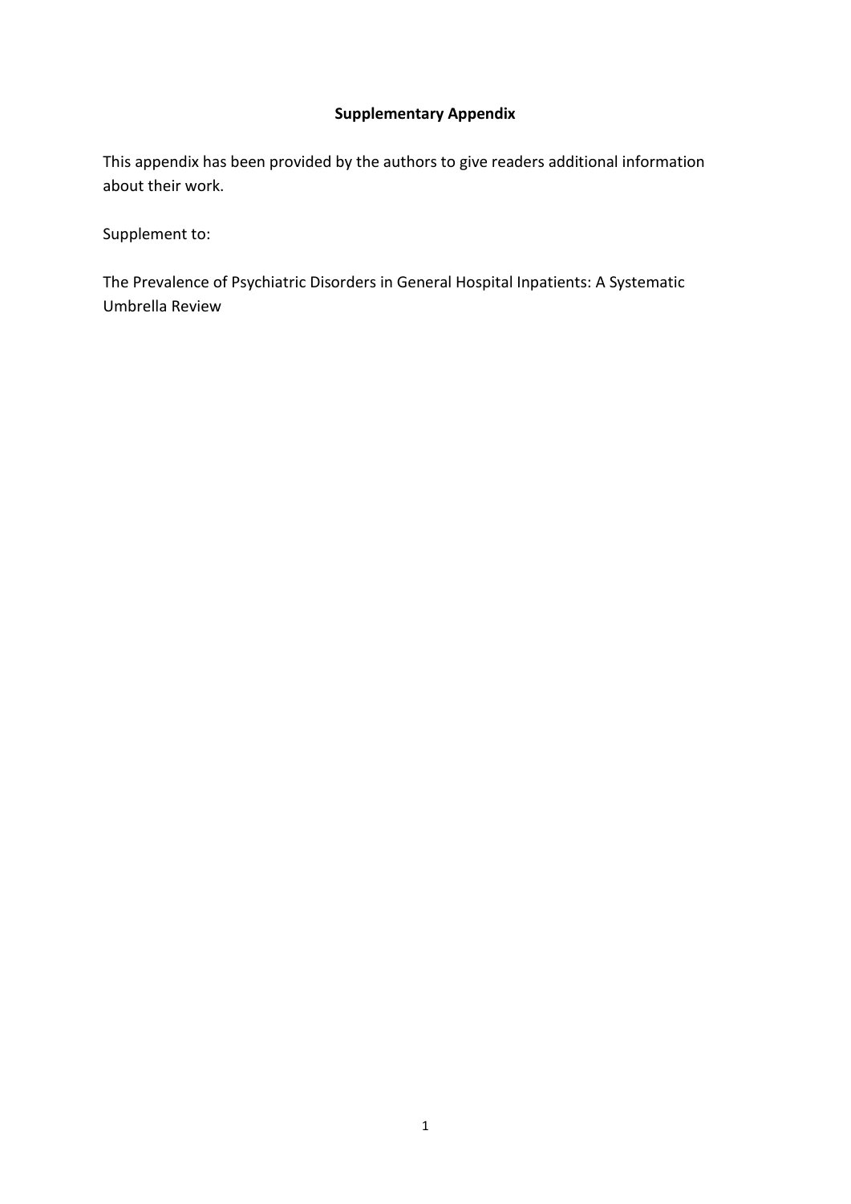# Supplementary Appendix

This appendix has been provided by the authors to give readers additional information about their work.

Supplement to:

The Prevalence of Psychiatric Disorders in General Hospital Inpatients: A Systematic Umbrella Review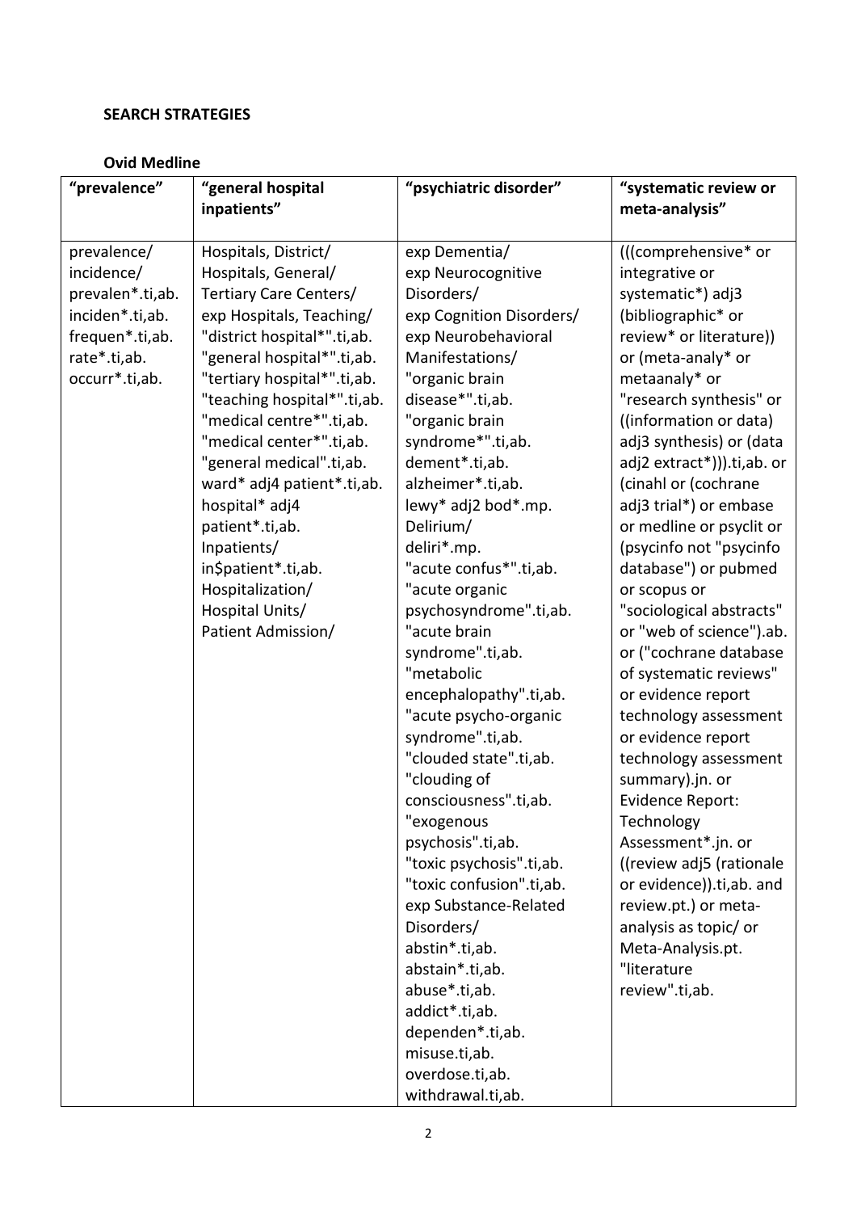**SEARCH STRATEGIES**

**Ovid Medline**

| "prevalence" | "general hospital inpatients" | "psychiatric disorder" | "systematic review or meta-analysis" |
|---|---|---|---|
| prevalence/<br>incidence/<br>prevalen*.ti,ab.<br>inciden*.ti,ab.<br>frequen*.ti,ab.<br>rate*.ti,ab.<br>occurr*.ti,ab. | Hospitals, District/<br>Hospitals, General/<br>Tertiary Care Centers/<br>exp Hospitals, Teaching/<br>"district hospital*".ti,ab.<br>"general hospital*".ti,ab.<br>"tertiary hospital*".ti,ab.<br>"teaching hospital*".ti,ab.<br>"medical centre*".ti,ab.<br>"medical center*".ti,ab.<br>"general medical".ti,ab.<br>ward* adj4 patient*.ti,ab.<br>hospital* adj4 patient*.ti,ab.<br>Inpatients/<br>in$patient*.ti,ab.<br>Hospitalization/<br>Hospital Units/<br>Patient Admission/ | exp Dementia/<br>exp Neurocognitive Disorders/<br>exp Cognition Disorders/<br>exp Neurobehavioral Manifestations/<br>"organic brain disease*".ti,ab.<br>"organic brain syndrome*".ti,ab.<br>dement*.ti,ab.<br>alzheimer*.ti,ab.<br>lewy* adj2 bod*.mp.<br>Delirium/<br>deliri*.mp.<br>"acute confus*".ti,ab.<br>"acute organic psychosyndrome".ti,ab.<br>"acute brain syndrome".ti,ab.<br>"metabolic encephalopathy".ti,ab.<br>"acute psycho-organic syndrome".ti,ab.<br>"clouded state".ti,ab.<br>"clouding of consciousness".ti,ab.<br>"exogenous psychosis".ti,ab.<br>"toxic psychosis".ti,ab.<br>"toxic confusion".ti,ab.<br>exp Substance-Related Disorders/<br>abstin*.ti,ab.<br>abstain*.ti,ab.<br>abuse*.ti,ab.<br>addict*.ti,ab.<br>dependen*.ti,ab.<br>misuse.ti,ab.<br>overdose.ti,ab.<br>withdrawal.ti,ab. | (((comprehensive* or integrative or systematic*) adj3 (bibliographic* or review* or literature)) or (meta-analy* or metaanaly* or "research synthesis" or ((information or data) adj3 synthesis) or (data adj2 extract*))).ti,ab. or (cinahl or (cochrane adj3 trial*) or embase or medline or psyclit or (psycinfo not "psycinfo database") or pubmed or scopus or "sociological abstracts" or "web of science").ab. or ("cochrane database of systematic reviews" or evidence report technology assessment or evidence report technology assessment summary).jn. or Evidence Report: Technology Assessment*.jn. or ((review adj5 (rationale or evidence)).ti,ab. and review.pt.) or meta-analysis as topic/ or Meta-Analysis.pt.<br>"literature review".ti,ab. |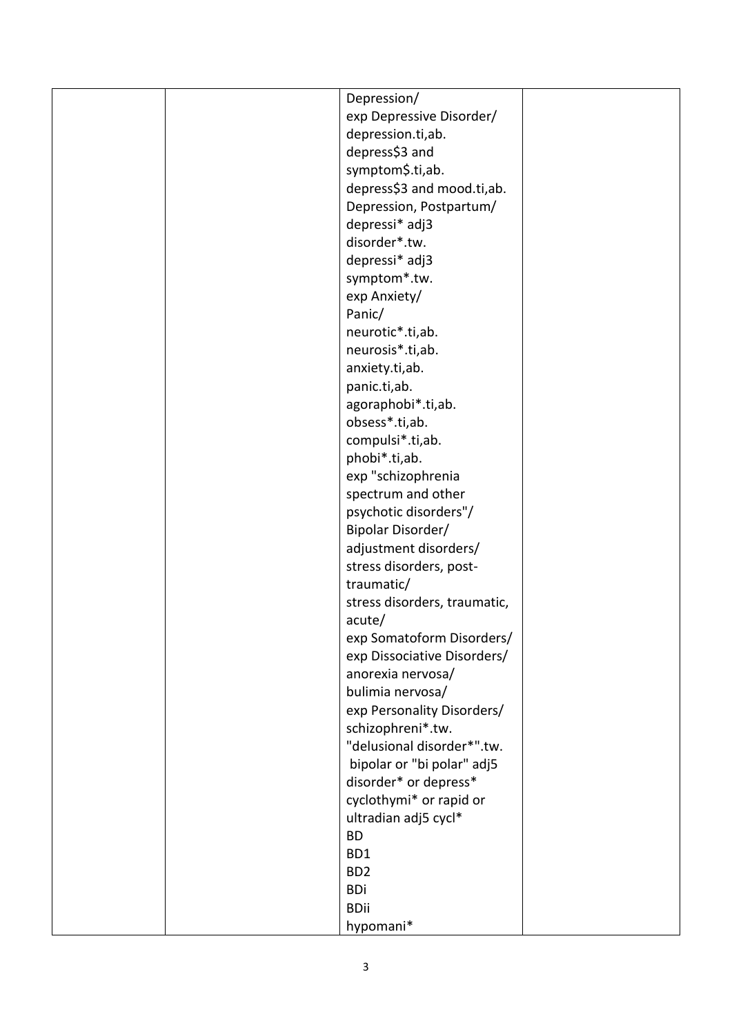| | | | |
|---|---|---|---|
| | | Depression/<br>exp Depressive Disorder/<br>depression.ti,ab.<br>depress$3 and symptom$.ti,ab.<br>depress$3 and mood.ti,ab.<br>Depression, Postpartum/<br>depressi* adj3 disorder*.tw.<br>depressi* adj3 symptom*.tw.<br>exp Anxiety/<br>Panic/<br>neurotic*.ti,ab.<br>neurosis*.ti,ab.<br>anxiety.ti,ab.<br>panic.ti,ab.<br>agoraphobi*.ti,ab.<br>obsess*.ti,ab.<br>compulsi*.ti,ab.<br>phobi*.ti,ab.<br>exp "schizophrenia spectrum and other psychotic disorders"/<br>Bipolar Disorder/<br>adjustment disorders/<br>stress disorders, post-traumatic/<br>stress disorders, traumatic, acute/<br>exp Somatoform Disorders/<br>exp Dissociative Disorders/<br>anorexia nervosa/<br>bulimia nervosa/<br>exp Personality Disorders/<br>schizophreni*.tw.<br>"delusional disorder*".tw.<br>bipolar or "bi polar" adj5 disorder* or depress*<br>cyclothymi* or rapid or ultradian adj5 cycl*<br>BD<br>BD1<br>BD2<br>BDi<br>BDii<br>hypomani* | |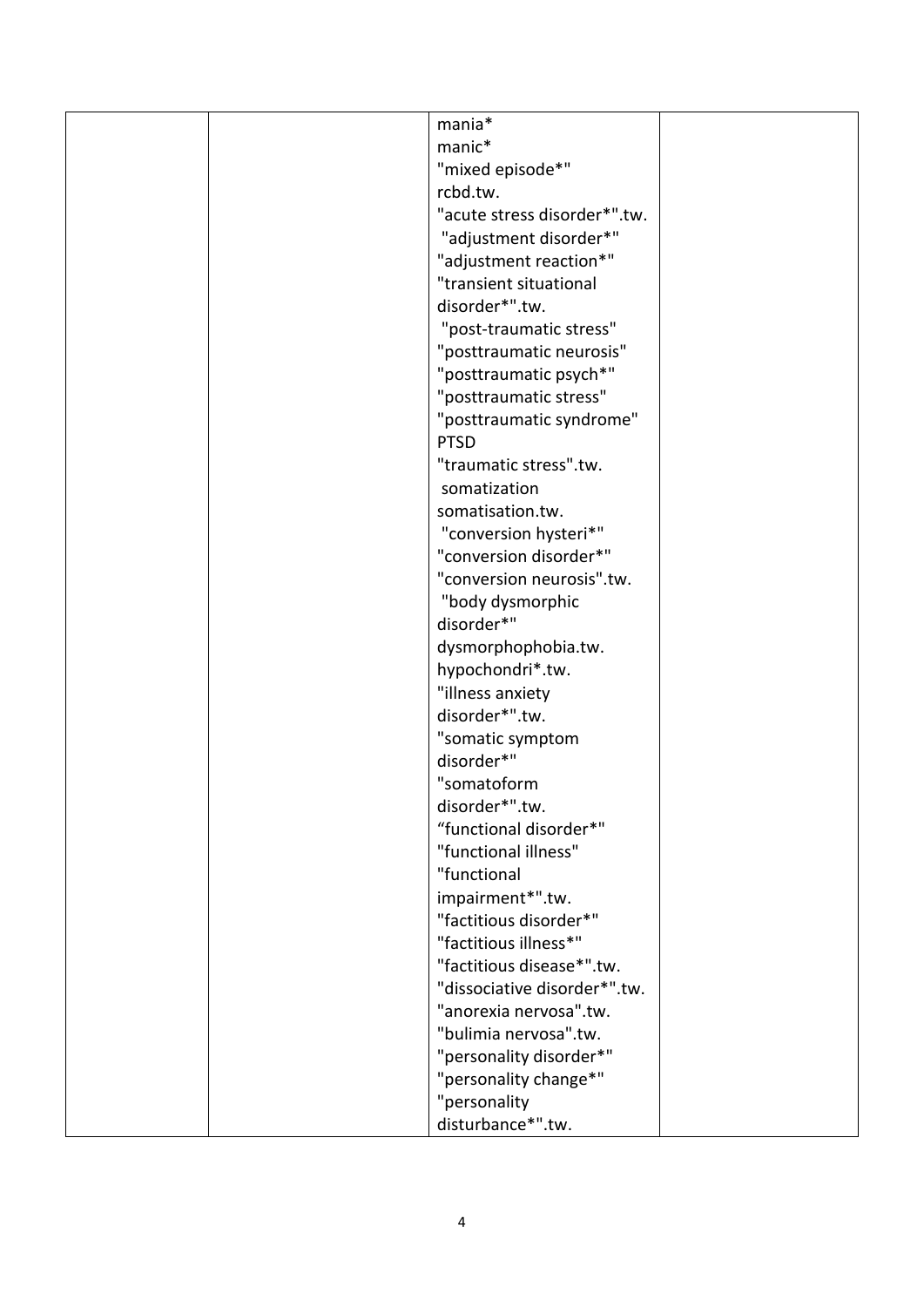|  |  | mania*<br>manic*<br>"mixed episode*"<br>rcbd.tw.<br>"acute stress disorder*".tw.<br>"adjustment disorder*"<br>"adjustment reaction*"<br>"transient situational disorder*".tw.<br>"post-traumatic stress"<br>"posttraumatic neurosis"<br>"posttraumatic psych*"<br>"posttraumatic stress"<br>"posttraumatic syndrome"<br>PTSD<br>"traumatic stress".tw.<br>somatization<br>somatisation.tw.<br>"conversion hysteri*"<br>"conversion disorder*"<br>"conversion neurosis".tw.<br>"body dysmorphic disorder*"<br>dysmorphophobia.tw.<br>hypochondri*.tw.<br>"illness anxiety disorder*".tw.<br>"somatic symptom disorder*"<br>"somatoform disorder*".tw.<br>"functional disorder*"<br>"functional illness"<br>"functional impairment*".tw.<br>"factitious disorder*"<br>"factitious illness*"<br>"factitious disease*".tw.<br>"dissociative disorder*".tw.<br>"anorexia nervosa".tw.<br>"bulimia nervosa".tw.<br>"personality disorder*"<br>"personality change*"<br>"personality disturbance*".tw. |  |
|---|---|---|---|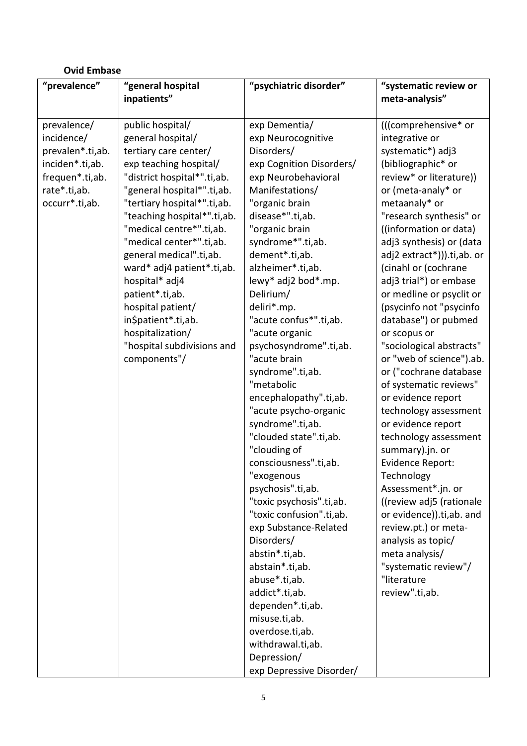**Ovid Embase**

| "prevalence" | "general hospital inpatients" | "psychiatric disorder" | "systematic review or meta-analysis" |
|---|---|---|---|
| prevalence/<br>incidence/<br>prevalen*.ti,ab.<br>inciden*.ti,ab.<br>frequen*.ti,ab.<br>rate*.ti,ab.<br>occurr*.ti,ab. | public hospital/<br>general hospital/<br>tertiary care center/<br>exp teaching hospital/<br>"district hospital*".ti,ab.<br>"general hospital*".ti,ab.<br>"tertiary hospital*".ti,ab.<br>"teaching hospital*".ti,ab.<br>"medical centre*".ti,ab.<br>"medical center*".ti,ab.<br>general medical".ti,ab.<br>ward* adj4 patient*.ti,ab.<br>hospital* adj4 patient*.ti,ab.<br>hospital patient/<br>in$patient*.ti,ab.<br>hospitalization/<br>"hospital subdivisions and components"/ | exp Dementia/<br>exp Neurocognitive Disorders/<br>exp Cognition Disorders/<br>exp Neurobehavioral Manifestations/<br>"organic brain disease*".ti,ab.<br>"organic brain syndrome*".ti,ab.<br>dement*.ti,ab.<br>alzheimer*.ti,ab.<br>lewy* adj2 bod*.mp.<br>Delirium/<br>deliri*.mp.<br>"acute confus*".ti,ab.<br>"acute organic psychosyndrome".ti,ab.<br>"acute brain syndrome".ti,ab.<br>"metabolic encephalopathy".ti,ab.<br>"acute psycho-organic syndrome".ti,ab.<br>"clouded state".ti,ab.<br>"clouding of consciousness".ti,ab.<br>"exogenous psychosis".ti,ab.<br>"toxic psychosis".ti,ab.<br>"toxic confusion".ti,ab.<br>exp Substance-Related Disorders/<br>abstin*.ti,ab.<br>abstain*.ti,ab.<br>abuse*.ti,ab.<br>addict*.ti,ab.<br>dependen*.ti,ab.<br>misuse.ti,ab.<br>overdose.ti,ab.<br>withdrawal.ti,ab.<br>Depression/<br>exp Depressive Disorder/ | (((comprehensive* or integrative or systematic*) adj3 (bibliographic* or review* or literature)) or (meta-analy* or metaanaly* or "research synthesis" or ((information or data) adj3 synthesis) or (data adj2 extract*))).ti,ab. or (cinahl or (cochrane adj3 trial*) or embase or medline or psyclit or (psycinfo not "psycinfo database") or pubmed or scopus or "sociological abstracts" or "web of science").ab. or ("cochrane database of systematic reviews" or evidence report technology assessment or evidence report technology assessment summary).jn. or Evidence Report: Technology Assessment*.jn. or ((review adj5 (rationale or evidence)).ti,ab. and review.pt.) or meta-analysis as topic/<br>meta analysis/<br>"systematic review"/<br>"literature review".ti,ab. |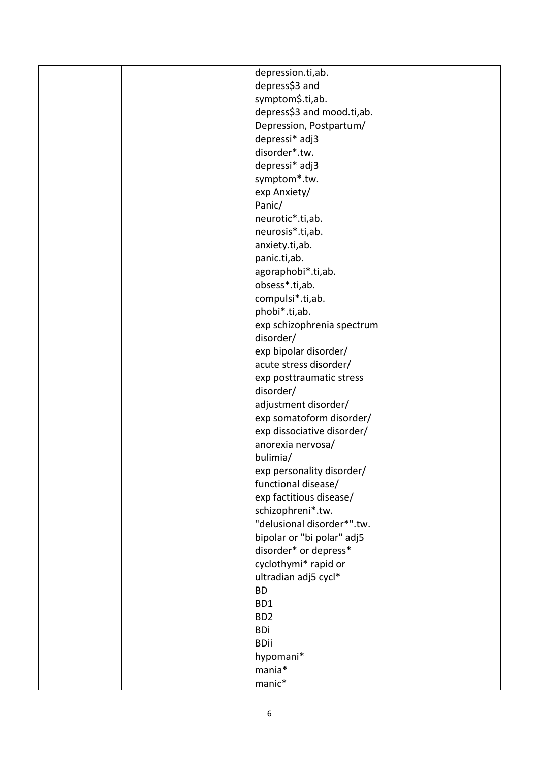| | | | |
|---|---|---|---|
| | | depression.ti,ab.<br>depress$3 and symptom$.ti,ab.<br>depress$3 and mood.ti,ab.<br>Depression, Postpartum/<br>depressi* adj3 disorder*.tw.<br>depressi* adj3 symptom*.tw.<br>exp Anxiety/<br>Panic/<br>neurotic*.ti,ab.<br>neurosis*.ti,ab.<br>anxiety.ti,ab.<br>panic.ti,ab.<br>agoraphobi*.ti,ab.<br>obsess*.ti,ab.<br>compulsi*.ti,ab.<br>phobi*.ti,ab.<br>exp schizophrenia spectrum disorder/<br>exp bipolar disorder/<br>acute stress disorder/<br>exp posttraumatic stress disorder/<br>adjustment disorder/<br>exp somatoform disorder/<br>exp dissociative disorder/<br>anorexia nervosa/<br>bulimia/<br>exp personality disorder/<br>functional disease/<br>exp factitious disease/<br>schizophreni*.tw.<br>"delusional disorder*".tw.<br>bipolar or "bi polar" adj5 disorder* or depress*<br>cyclothymi* rapid or ultradian adj5 cycl*<br>BD<br>BD1<br>BD2<br>BDi<br>BDii<br>hypomani*<br>mania*<br>manic* | |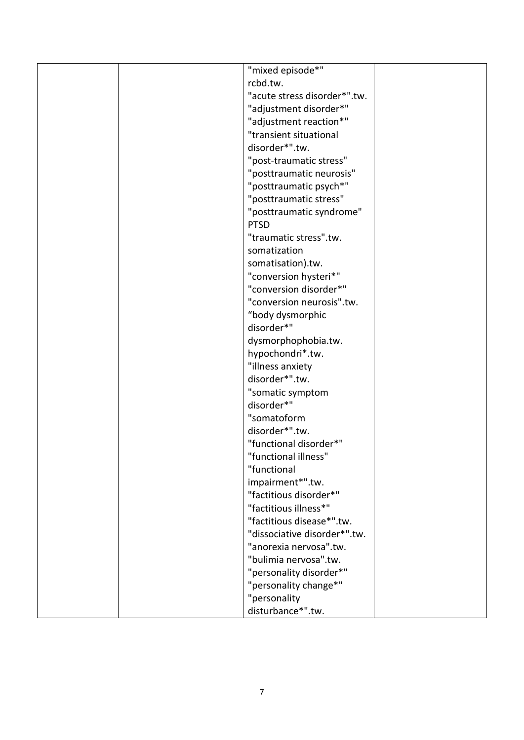| | | "mixed episode*"<br>rcbd.tw.<br>"acute stress disorder*".tw.<br>"adjustment disorder*"<br>"adjustment reaction*"<br>"transient situational disorder*".tw.<br>"post-traumatic stress"<br>"posttraumatic neurosis"<br>"posttraumatic psych*"<br>"posttraumatic stress"<br>"posttraumatic syndrome"<br>PTSD<br>"traumatic stress".tw.<br>somatization<br>somatisation).tw.<br>"conversion hysteri*"<br>"conversion disorder*"<br>"conversion neurosis".tw.<br>"body dysmorphic disorder*"<br>dysmorphophobia.tw.<br>hypochondri*.tw.<br>"illness anxiety disorder*".tw.<br>"somatic symptom disorder*"<br>"somatoform disorder*".tw.<br>"functional disorder*"<br>"functional illness"<br>"functional impairment*".tw.<br>"factitious disorder*"<br>"factitious illness*"<br>"factitious disease*".tw.<br>"dissociative disorder*".tw.<br>"anorexia nervosa".tw.<br>"bulimia nervosa".tw.<br>"personality disorder*"<br>"personality change*"<br>"personality disturbance*".tw. | |
|---|---|---|---|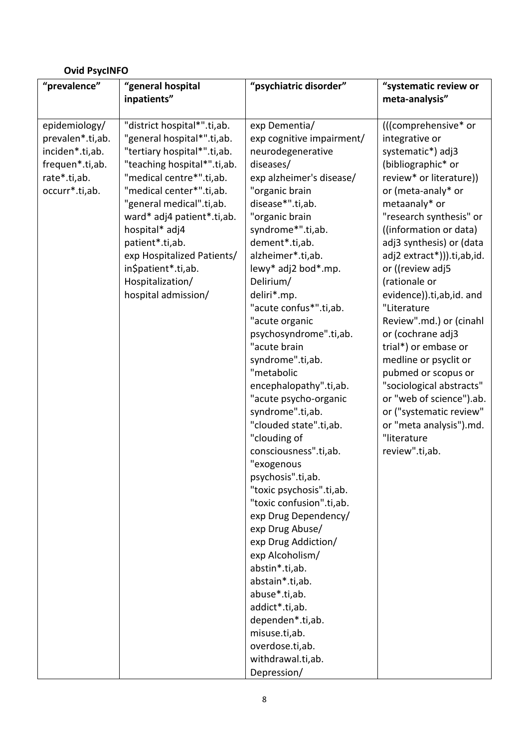**Ovid PsycINFO**

| "prevalence" | "general hospital inpatients" | "psychiatric disorder" | "systematic review or meta-analysis" |
|---|---|---|---|
| epidemiology/<br>prevalen*.ti,ab.<br>inciden*.ti,ab.<br>frequen*.ti,ab.<br>rate*.ti,ab.<br>occurr*.ti,ab. | "district hospital*".ti,ab.<br>"general hospital*".ti,ab.<br>"tertiary hospital*".ti,ab.<br>"teaching hospital*".ti,ab.<br>"medical centre*".ti,ab.<br>"medical center*".ti,ab.<br>"general medical".ti,ab.<br>ward* adj4 patient*.ti,ab.<br>hospital* adj4 patient*.ti,ab.<br>exp Hospitalized Patients/<br>in$patient*.ti,ab.<br>Hospitalization/<br>hospital admission/ | exp Dementia/<br>exp cognitive impairment/<br>neurodegenerative diseases/<br>exp alzheimer's disease/<br>"organic brain disease*".ti,ab.<br>"organic brain syndrome*".ti,ab.<br>dement*.ti,ab.<br>alzheimer*.ti,ab.<br>lewy* adj2 bod*.mp.<br>Delirium/<br>deliri*.mp.<br>"acute confus*".ti,ab.<br>"acute organic psychosyndrome".ti,ab.<br>"acute brain syndrome".ti,ab.<br>"metabolic encephalopathy".ti,ab.<br>"acute psycho-organic syndrome".ti,ab.<br>"clouded state".ti,ab.<br>"clouding of consciousness".ti,ab.<br>"exogenous psychosis".ti,ab.<br>"toxic psychosis".ti,ab.<br>"toxic confusion".ti,ab.<br>exp Drug Dependency/<br>exp Drug Abuse/<br>exp Drug Addiction/<br>exp Alcoholism/<br>abstin*.ti,ab.<br>abstain*.ti,ab.<br>abuse*.ti,ab.<br>addict*.ti,ab.<br>dependen*.ti,ab.<br>misuse.ti,ab.<br>overdose.ti,ab.<br>withdrawal.ti,ab.<br>Depression/ | (((comprehensive* or integrative or systematic*) adj3 (bibliographic* or review* or literature)) or (meta-analy* or metaanaly* or "research synthesis" or ((information or data) adj3 synthesis) or (data adj2 extract*))).ti,ab,id. or ((review adj5 (rationale or evidence)).ti,ab,id. and "Literature Review".md.) or (cinahl or (cochrane adj3 trial*) or embase or medline or psyclit or pubmed or scopus or "sociological abstracts" or "web of science").ab. or ("systematic review" or "meta analysis").md.<br>"literature review".ti,ab. |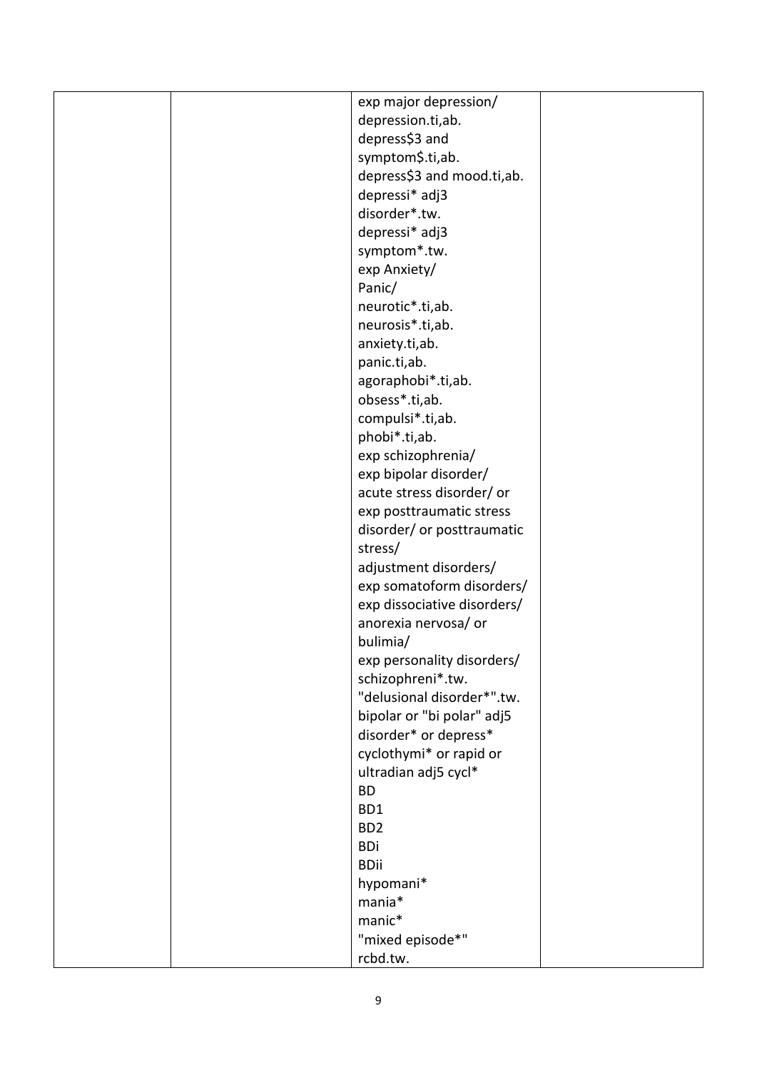|  |  | exp major depression/<br>depression.ti,ab.<br>depress$3 and symptom$.ti,ab.<br>depress$3 and mood.ti,ab.<br>depressi* adj3 disorder*.tw.<br>depressi* adj3 symptom*.tw.<br>exp Anxiety/<br>Panic/<br>neurotic*.ti,ab.<br>neurosis*.ti,ab.<br>anxiety.ti,ab.<br>panic.ti,ab.<br>agoraphobi*.ti,ab.<br>obsess*.ti,ab.<br>compulsi*.ti,ab.<br>phobi*.ti,ab.<br>exp schizophrenia/<br>exp bipolar disorder/<br>acute stress disorder/ or exp posttraumatic stress disorder/ or posttraumatic stress/<br>adjustment disorders/<br>exp somatoform disorders/<br>exp dissociative disorders/<br>anorexia nervosa/ or bulimia/<br>exp personality disorders/<br>schizophreni*.tw.<br>"delusional disorder*".tw.<br>bipolar or "bi polar" adj5 disorder* or depress*<br>cyclothymi* or rapid or ultradian adj5 cycl*<br>BD<br>BD1<br>BD2<br>BDi<br>BDii<br>hypomani*<br>mania*<br>manic*<br>"mixed episode*"<br>rcbd.tw. |  |
|---|---|---|---|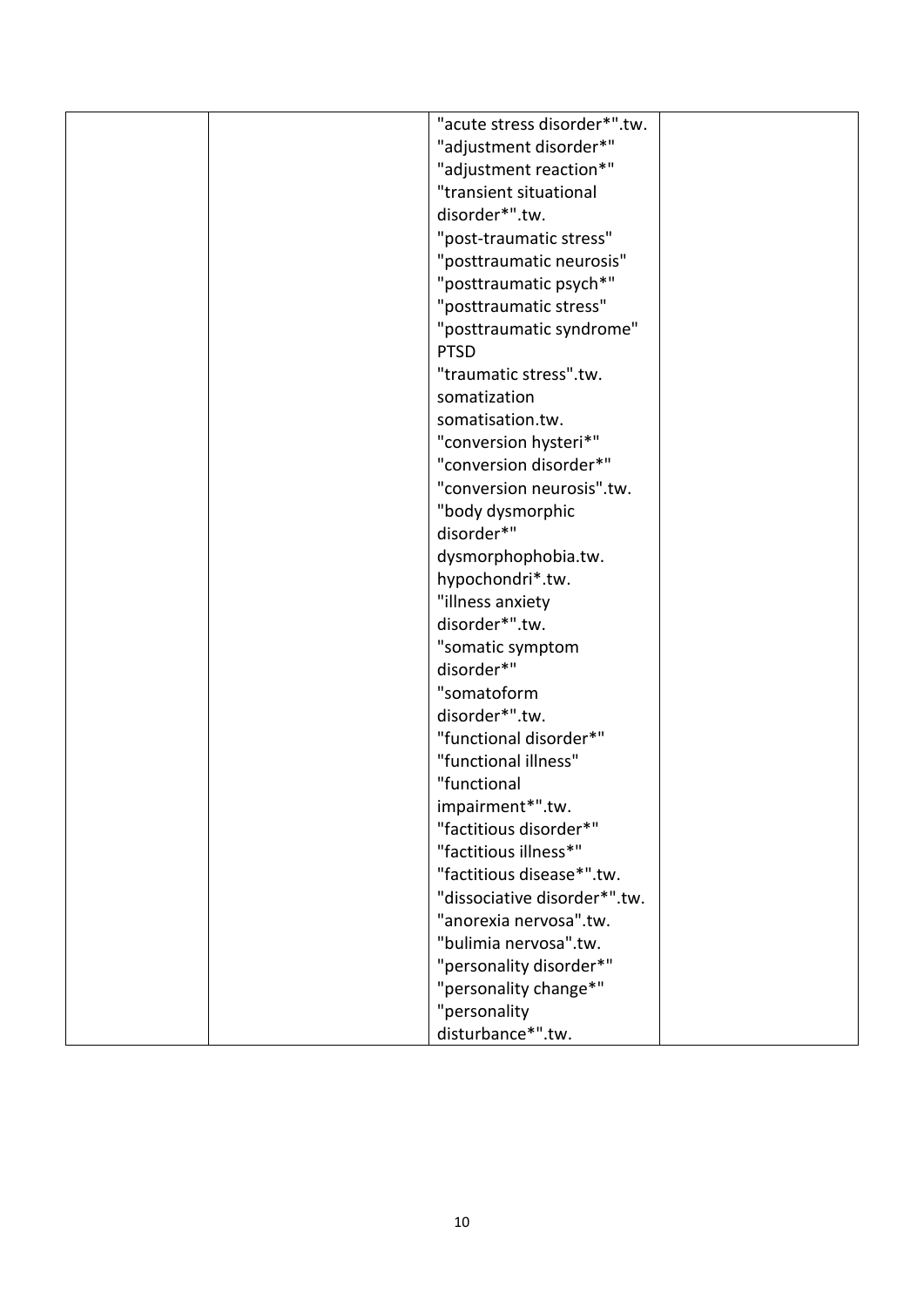|  |  |  |  |
|---|---|---|---|
|  |  | "acute stress disorder*".tw.<br>"adjustment disorder*"<br>"adjustment reaction*"<br>"transient situational disorder*".tw.<br>"post-traumatic stress"<br>"posttraumatic neurosis"<br>"posttraumatic psych*"<br>"posttraumatic stress"<br>"posttraumatic syndrome"<br>PTSD<br>"traumatic stress".tw.<br>somatization<br>somatisation.tw.<br>"conversion hysteri*"<br>"conversion disorder*"<br>"conversion neurosis".tw.<br>"body dysmorphic disorder*"<br>dysmorphophobia.tw.<br>hypochondri*.tw.<br>"illness anxiety disorder*".tw.<br>"somatic symptom disorder*"<br>"somatoform disorder*".tw.<br>"functional disorder*"<br>"functional illness"<br>"functional impairment*".tw.<br>"factitious disorder*"<br>"factitious illness*"<br>"factitious disease*".tw.<br>"dissociative disorder*".tw.<br>"anorexia nervosa".tw.<br>"bulimia nervosa".tw.<br>"personality disorder*"<br>"personality change*"<br>"personality disturbance*".tw. |  |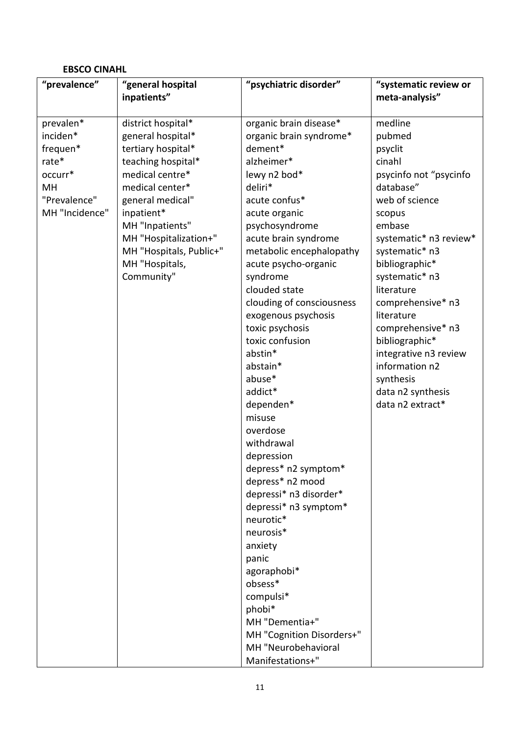**EBSCO CINAHL**

| "prevalence" | "general hospital inpatients" | "psychiatric disorder" | "systematic review or meta-analysis" |
|---|---|---|---|
| prevalen*<br>inciden*<br>frequen*<br>rate*<br>occurr*<br>MH "Prevalence"<br>MH "Incidence" | district hospital*<br>general hospital*<br>tertiary hospital*<br>teaching hospital*<br>medical centre*<br>medical center*<br>general medical"<br>inpatient*<br>MH "Inpatients"<br>MH "Hospitalization+"<br>MH "Hospitals, Public+"<br>MH "Hospitals, Community" | organic brain disease*<br>organic brain syndrome*<br>dement*<br>alzheimer*<br>lewy n2 bod*<br>deliri*<br>acute confus*<br>acute organic psychosyndrome<br>acute brain syndrome<br>metabolic encephalopathy<br>acute psycho-organic syndrome<br>clouded state<br>clouding of consciousness<br>exogenous psychosis<br>toxic psychosis<br>toxic confusion<br>abstin*<br>abstain*<br>abuse*<br>addict*<br>dependen*<br>misuse<br>overdose<br>withdrawal<br>depression<br>depress* n2 symptom*<br>depress* n2 mood<br>depressi* n3 disorder*<br>depressi* n3 symptom*<br>neurotic*<br>neurosis*<br>anxiety<br>panic<br>agoraphobi*<br>obsess*<br>compulsi*<br>phobi*<br>MH "Dementia+"<br>MH "Cognition Disorders+"<br>MH "Neurobehavioral Manifestations+" | medline<br>pubmed<br>psyclit<br>cinahl<br>psycinfo not "psycinfo database"<br>web of science<br>scopus<br>embase<br>systematic* n3 review*<br>systematic* n3 bibliographic*<br>systematic* n3 literature<br>comprehensive* n3 literature<br>comprehensive* n3 bibliographic*<br>integrative n3 review<br>information n2 synthesis<br>data n2 synthesis<br>data n2 extract* |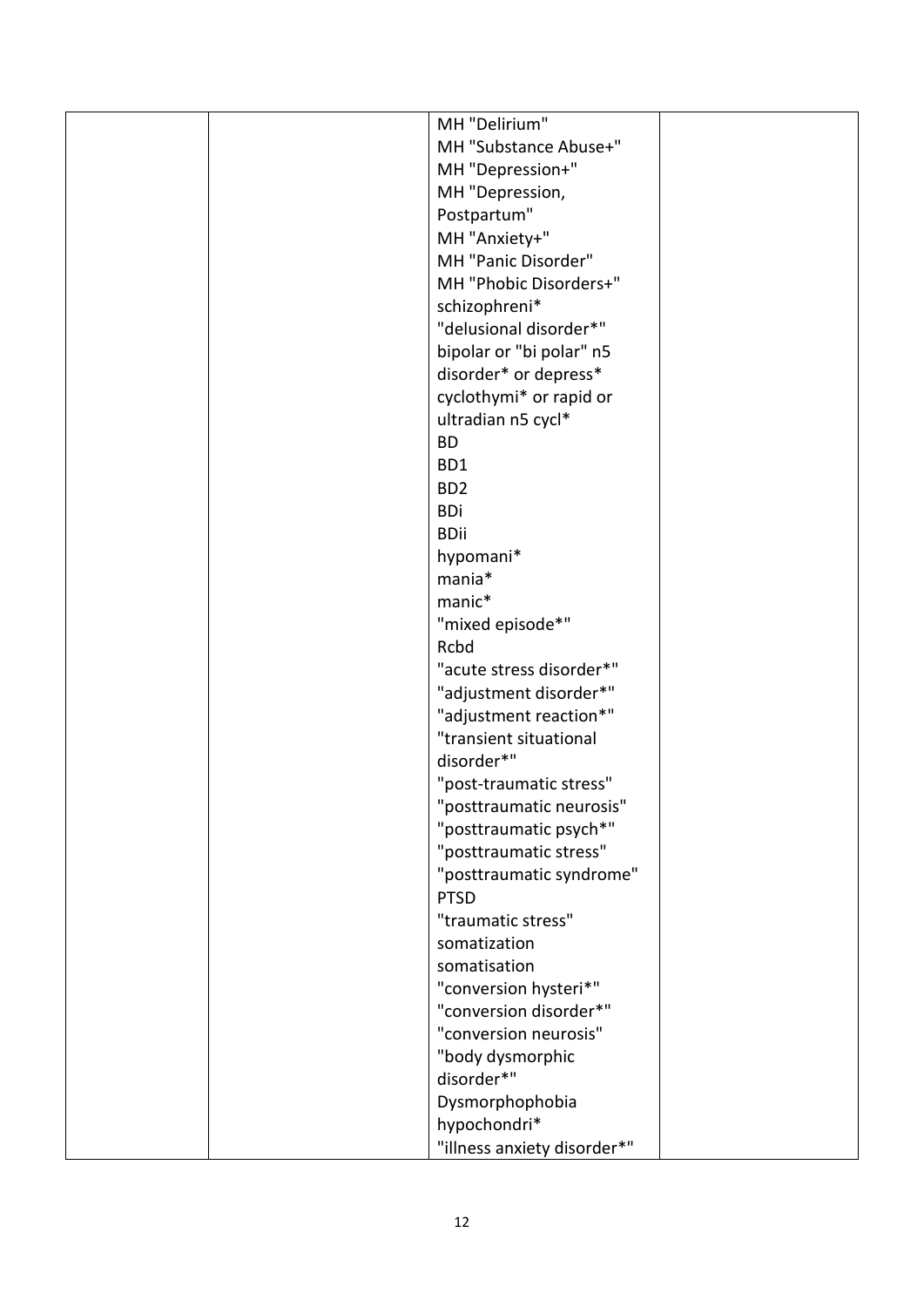| | | | |
|---|---|---|---|
| | | MH "Delirium"<br>MH "Substance Abuse+"<br>MH "Depression+"<br>MH "Depression, Postpartum"<br>MH "Anxiety+"<br>MH "Panic Disorder"<br>MH "Phobic Disorders+"<br>schizophreni*<br>"delusional disorder*"<br>bipolar or "bi polar" n5 disorder* or depress*<br>cyclothymi* or rapid or ultradian n5 cycl*<br>BD<br>BD1<br>BD2<br>BDi<br>BDii<br>hypomani*<br>mania*<br>manic*<br>"mixed episode*"<br>Rcbd<br>"acute stress disorder*"<br>"adjustment disorder*"<br>"adjustment reaction*"<br>"transient situational disorder*"<br>"post-traumatic stress"<br>"posttraumatic neurosis"<br>"posttraumatic psych*"<br>"posttraumatic stress"<br>"posttraumatic syndrome"<br>PTSD<br>"traumatic stress"<br>somatization<br>somatisation<br>"conversion hysteri*"<br>"conversion disorder*"<br>"conversion neurosis"<br>"body dysmorphic disorder*"<br>Dysmorphophobia<br>hypochondri*<br>"illness anxiety disorder*" | |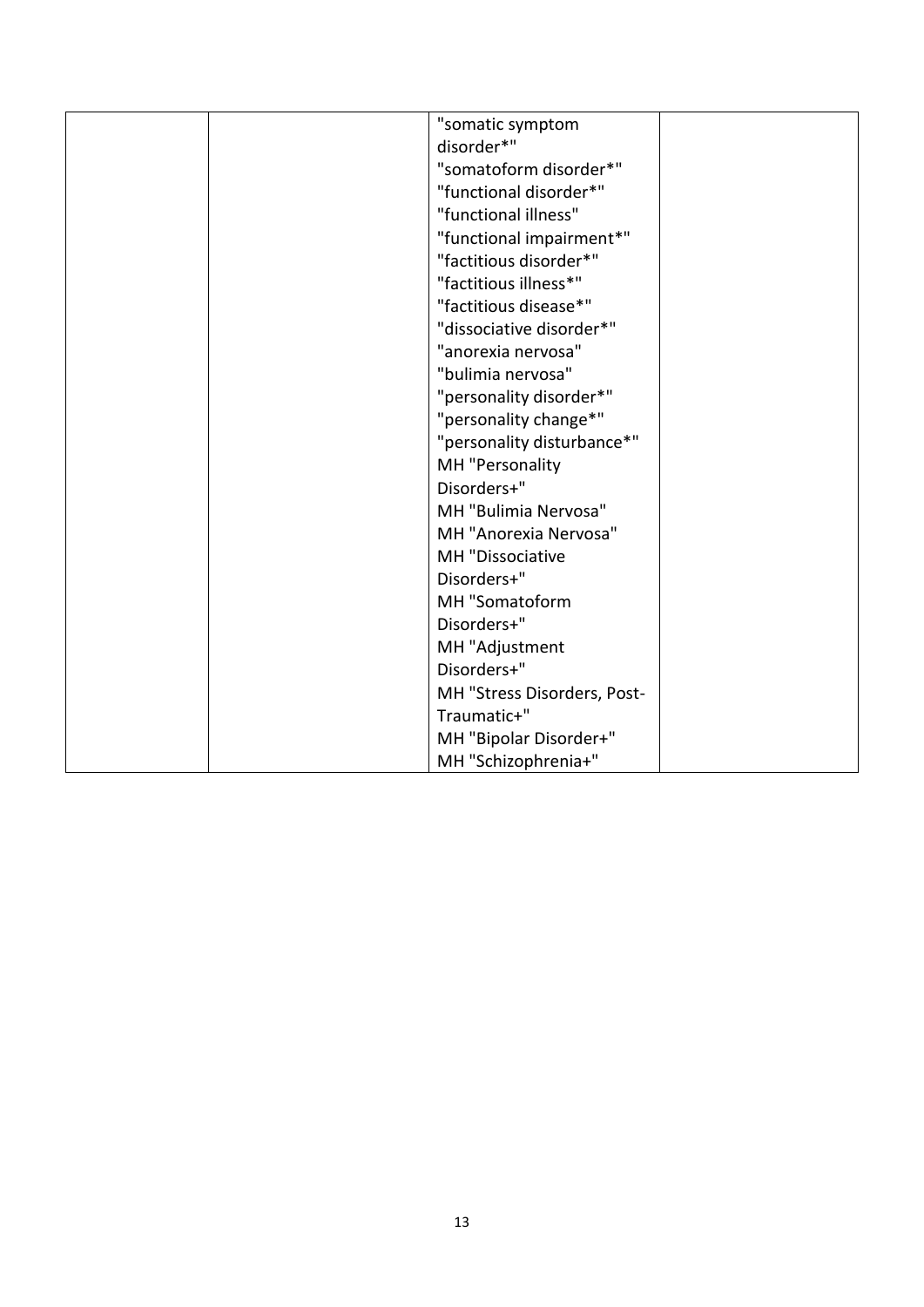| | | | |
|---|---|---|---|
| | | "somatic symptom disorder*"<br>"somatoform disorder*"<br>"functional disorder*"<br>"functional illness"<br>"functional impairment*"<br>"factitious disorder*"<br>"factitious illness*"<br>"factitious disease*"<br>"dissociative disorder*"<br>"anorexia nervosa"<br>"bulimia nervosa"<br>"personality disorder*"<br>"personality change*"<br>"personality disturbance*"<br>MH "Personality Disorders+"<br>MH "Bulimia Nervosa"<br>MH "Anorexia Nervosa"<br>MH "Dissociative Disorders+"<br>MH "Somatoform Disorders+"<br>MH "Adjustment Disorders+"<br>MH "Stress Disorders, Post-Traumatic+"<br>MH "Bipolar Disorder+"<br>MH "Schizophrenia+" | |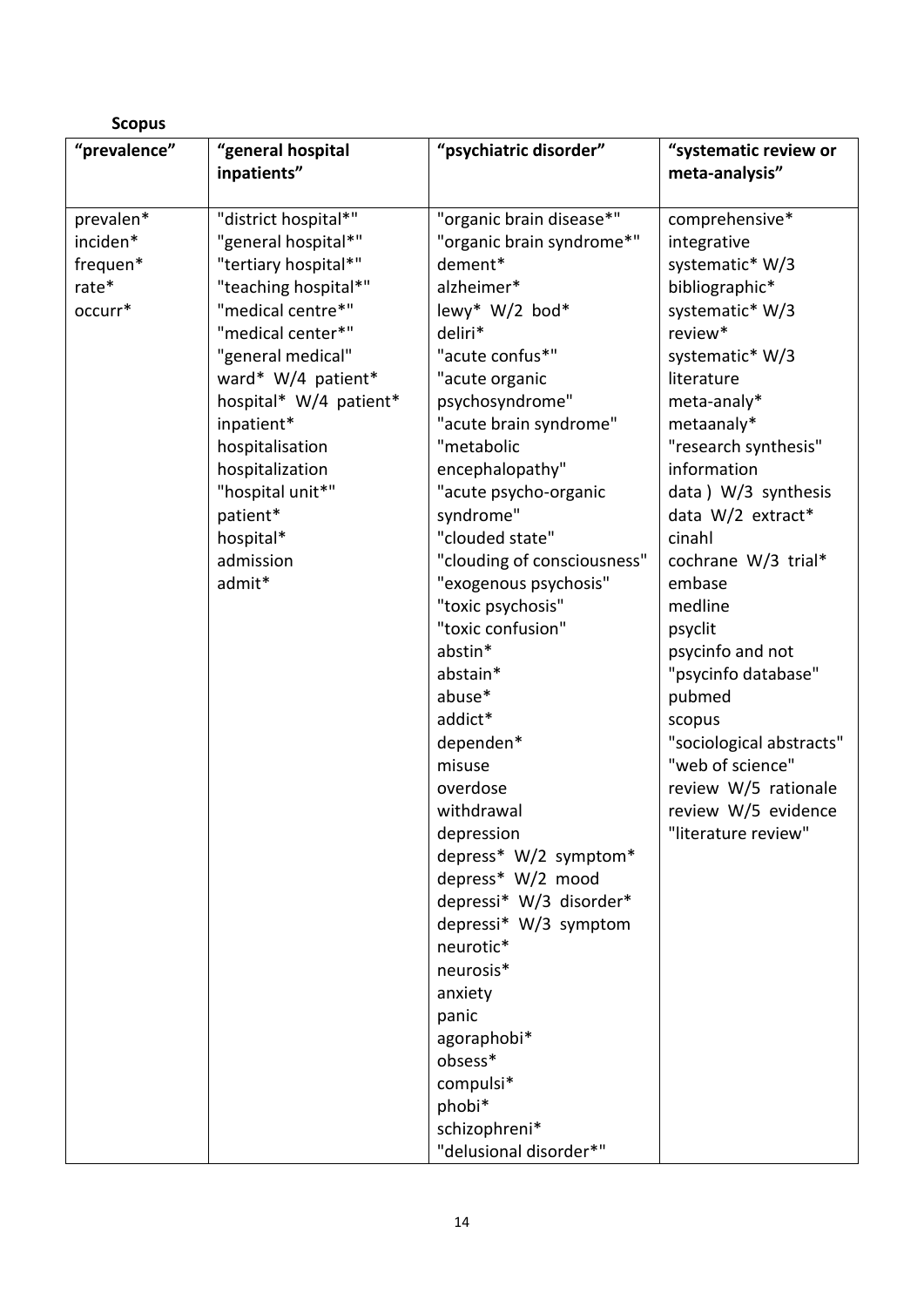**Scopus**

| “prevalence” | “general hospital inpatients” | “psychiatric disorder” | “systematic review or meta-analysis” |
|---|---|---|---|
| prevalen*<br>inciden*<br>frequen*<br>rate*<br>occurr* | "district hospital*"<br>"general hospital*"<br>"tertiary hospital*"<br>"teaching hospital*"<br>"medical centre*"<br>"medical center*"<br>"general medical"<br>ward* W/4 patient*<br>hospital* W/4 patient*<br>inpatient*<br>hospitalisation<br>hospitalization<br>"hospital unit*"<br>patient*<br>hospital*<br>admission<br>admit* | "organic brain disease*"<br>"organic brain syndrome*"<br>dement*<br>alzheimer*<br>lewy* W/2 bod*<br>deliri*<br>"acute confus*"<br>"acute organic psychosyndrome"<br>"acute brain syndrome"<br>"metabolic encephalopathy"<br>"acute psycho-organic syndrome"<br>"clouded state"<br>"clouding of consciousness"<br>"exogenous psychosis"<br>"toxic psychosis"<br>"toxic confusion"<br>abstin*<br>abstain*<br>abuse*<br>addict*<br>dependen*<br>misuse<br>overdose<br>withdrawal<br>depression<br>depress* W/2 symptom*<br>depress* W/2 mood<br>depressi* W/3 disorder*<br>depressi* W/3 symptom<br>neurotic*<br>neurosis*<br>anxiety<br>panic<br>agoraphobi*<br>obsess*<br>compulsi*<br>phobi*<br>schizophreni*<br>"delusional disorder*" | comprehensive*<br>integrative<br>systematic* W/3 bibliographic*<br>systematic* W/3 review*<br>systematic* W/3 literature<br>meta-analy*<br>metaanaly*<br>"research synthesis"<br>information data ) W/3 synthesis<br>data W/2 extract*<br>cinahl<br>cochrane W/3 trial*<br>embase<br>medline<br>psyclit<br>psycinfo and not "psycinfo database"<br>pubmed<br>scopus<br>"sociological abstracts"<br>"web of science"<br>review W/5 rationale<br>review W/5 evidence<br>"literature review" |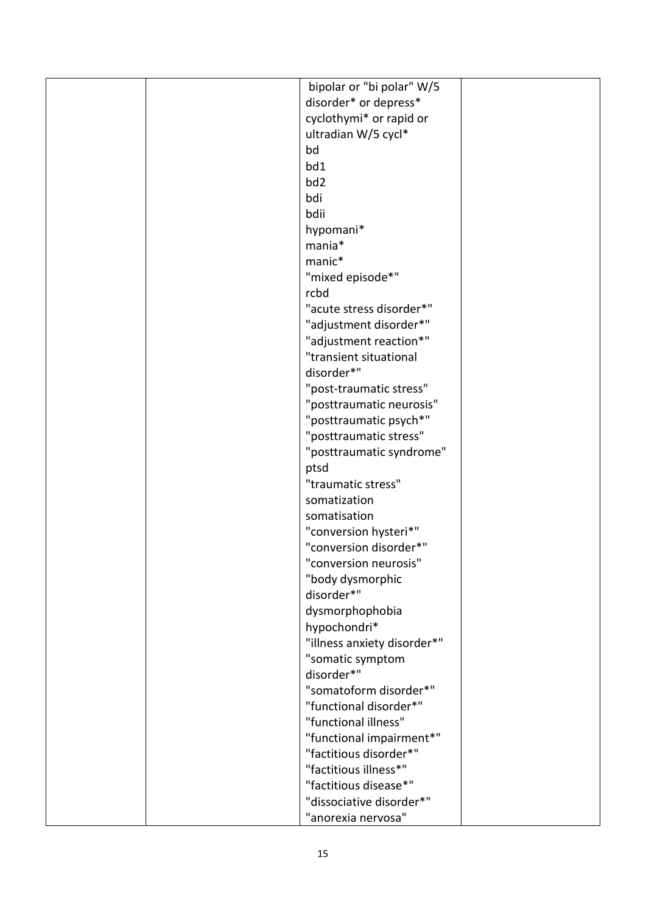| | | bipolar or "bi polar" W/5 disorder* or depress*<br>cyclothymi* or rapid or ultradian W/5 cycl*<br>bd<br>bd1<br>bd2<br>bdi<br>bdii<br>hypomani*<br>mania*<br>manic*<br>"mixed episode*"<br>rcbd<br>"acute stress disorder*"<br>"adjustment disorder*"<br>"adjustment reaction*"<br>"transient situational disorder*"<br>"post-traumatic stress"<br>"posttraumatic neurosis"<br>"posttraumatic psych*"<br>"posttraumatic stress"<br>"posttraumatic syndrome"<br>ptsd<br>"traumatic stress"<br>somatization<br>somatisation<br>"conversion hysteri*"<br>"conversion disorder*"<br>"conversion neurosis"<br>"body dysmorphic disorder*"<br>dysmorphophobia<br>hypochondri*<br>"illness anxiety disorder*"<br>"somatic symptom disorder*"<br>"somatoform disorder*"<br>"functional disorder*"<br>"functional illness"<br>"functional impairment*"<br>"factitious disorder*"<br>"factitious illness*"<br>"factitious disease*"<br>"dissociative disorder*"<br>"anorexia nervosa" | |
|---|---|---|---|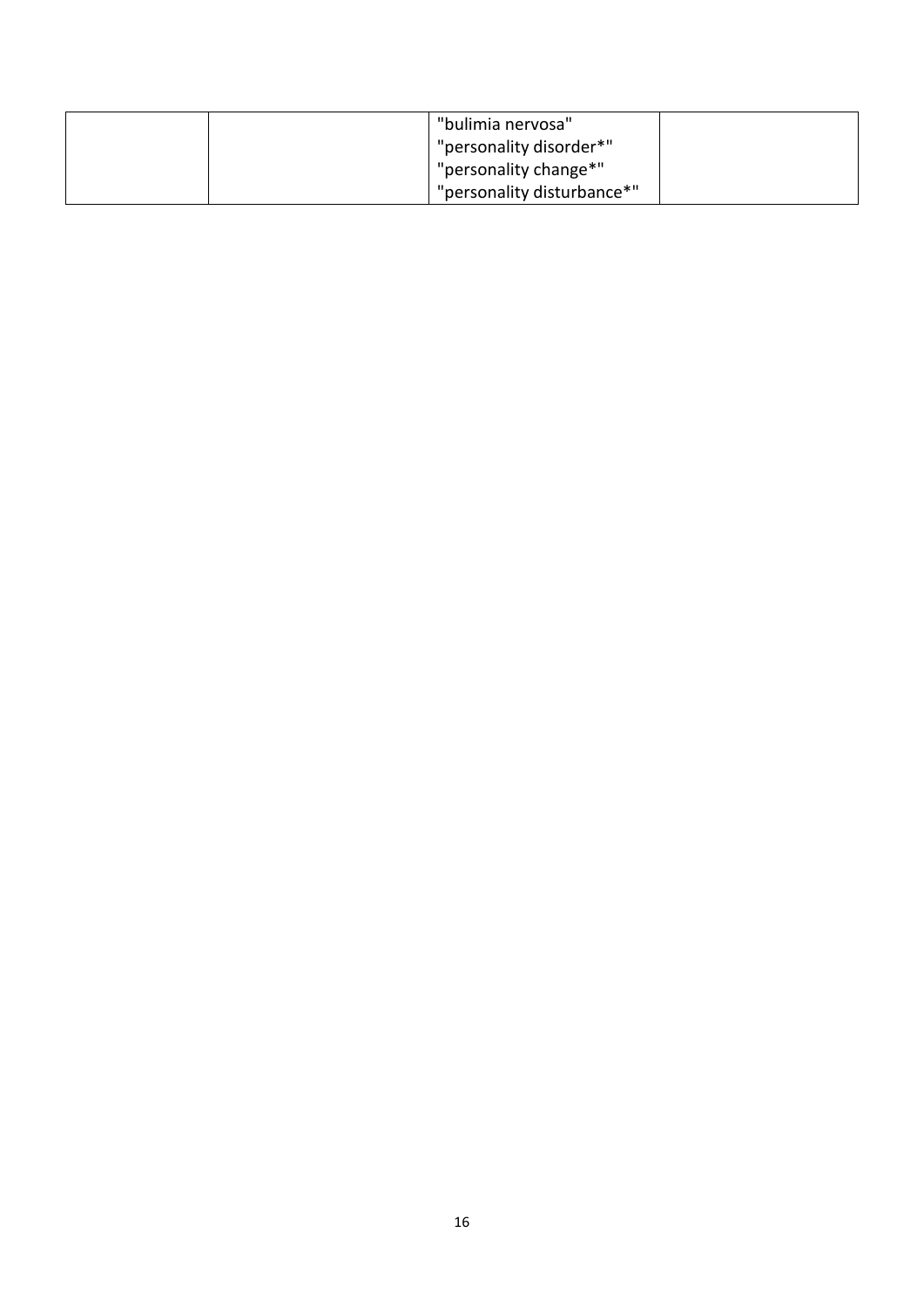| | | | |
|---|---|---|---|
| | | "bulimia nervosa"<br>"personality disorder*"<br>"personality change*"<br>"personality disturbance*" | |